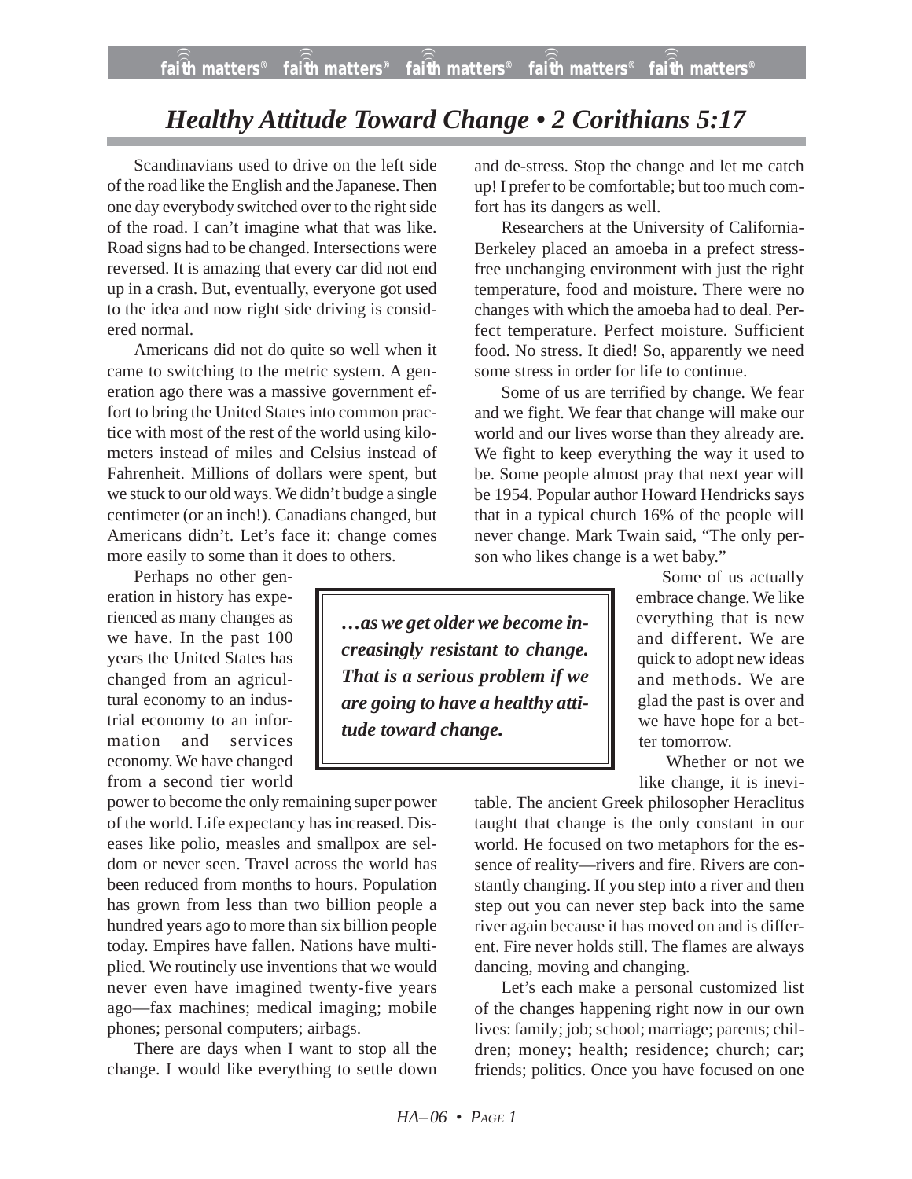# Healthy Attitude Toward Change • 2 Corithians 5:17

Scandinavians used to drive on the left side of the road like the English and the Japanese. Then one day everybody switched over to the right side of the road. I can't imagine what that was like. Road signs had to be changed. Intersections were reversed. It is amazing that every car did not end up in a crash. But, eventually, everyone got used to the idea and now right side driving is considered normal.

Americans did not do quite so well when it came to switching to the metric system. A generation ago there was a massive government effort to bring the United States into common practice with most of the rest of the world using kilometers instead of miles and Celsius instead of Fahrenheit. Millions of dollars were spent, but we stuck to our old ways. We didn't budge a single centimeter (or an inch!). Canadians changed, but Americans didn't. Let's face it: change comes more easily to some than it does to others.

Perhaps no other generation in history has experienced as many changes as we have. In the past 100 years the United States has changed from an agricultural economy to an industrial economy to an information and services economy. We have changed from a second tier world power to become the only remaining super power of the world. Life expectancy has increased. Diseases like polio, measles and smallpox are seldom or never seen. Travel across the world has been reduced from months to hours. Population has grown from less than two billion people a hundred years ago to more than six billion people today. Empires have fallen. Nations have multiplied. We routinely use inventions that we would never even have imagined twenty-five years ago—fax machines; medical imaging; mobile phones; personal computers; airbags.

There are days when I want to stop all the change. I would like everything to settle down and de-stress. Stop the change and let me catch up! I prefer to be comfortable; but too much comfort has its dangers as well.

Researchers at the University of California-Berkeley placed an amoeba in a prefect stress-free unchanging environment with just the right temperature, food and moisture. There were no changes with which the amoeba had to deal. Perfect temperature. Perfect moisture. Sufficient food. No stress. It died! So, apparently we need some stress in order for life to continue.

Some of us are terrified by change. We fear and we fight. We fear that change will make our world and our lives worse than they already are. We fight to keep everything the way it used to be. Some people almost pray that next year will be 1954. Popular author Howard Hendricks says that in a typical church 16% of the people will never change. Mark Twain said, "The only person who likes change is a wet baby."

> ***…as we get older we become increasingly resistant to change. That is a serious problem if we are going to have a healthy attitude toward change.***

Some of us actually embrace change. We like everything that is new and different. We are quick to adopt new ideas and methods. We are glad the past is over and we have hope for a better tomorrow.

Whether or not we like change, it is inevitable. The ancient Greek philosopher Heraclitus taught that change is the only constant in our world. He focused on two metaphors for the essence of reality—rivers and fire. Rivers are constantly changing. If you step into a river and then step out you can never step back into the same river again because it has moved on and is different. Fire never holds still. The flames are always dancing, moving and changing.

Let's each make a personal customized list of the changes happening right now in our own lives: family; job; school; marriage; parents; children; money; health; residence; church; car; friends; politics. Once you have focused on one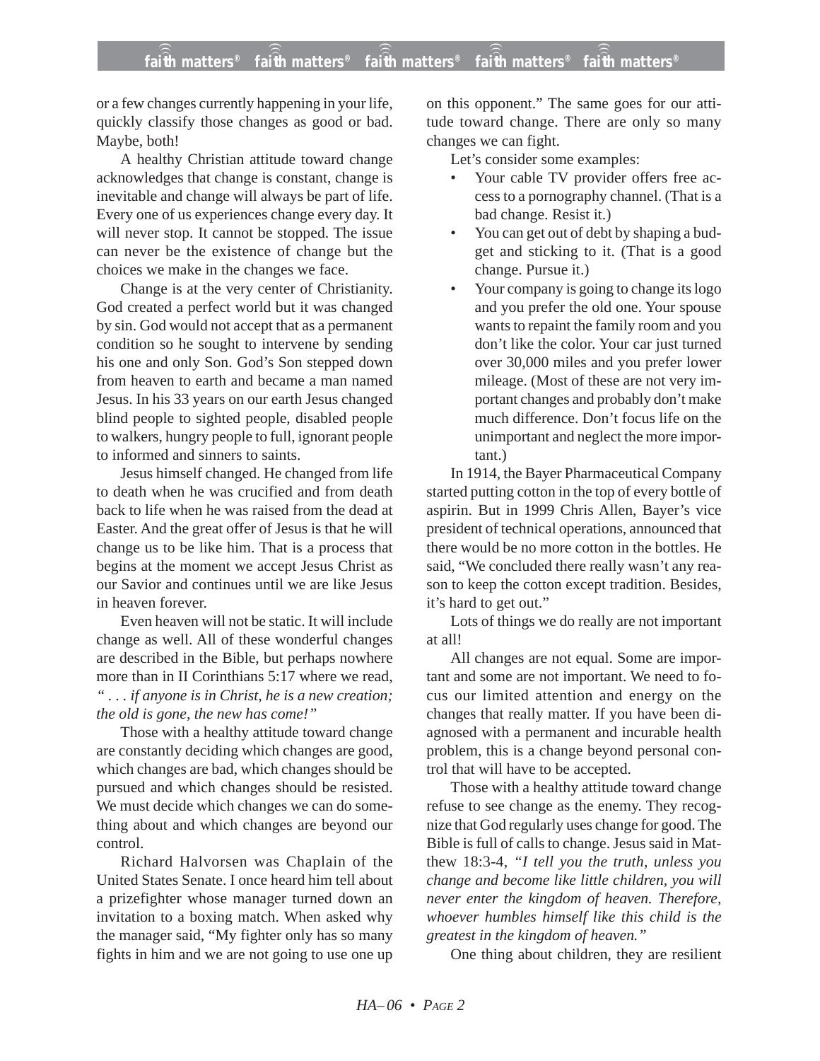or a few changes currently happening in your life, quickly classify those changes as good or bad. Maybe, both!

A healthy Christian attitude toward change acknowledges that change is constant, change is inevitable and change will always be part of life. Every one of us experiences change every day. It will never stop. It cannot be stopped. The issue can never be the existence of change but the choices we make in the changes we face.

Change is at the very center of Christianity. God created a perfect world but it was changed by sin. God would not accept that as a permanent condition so he sought to intervene by sending his one and only Son. God's Son stepped down from heaven to earth and became a man named Jesus. In his 33 years on our earth Jesus changed blind people to sighted people, disabled people to walkers, hungry people to full, ignorant people to informed and sinners to saints.

Jesus himself changed. He changed from life to death when he was crucified and from death back to life when he was raised from the dead at Easter. And the great offer of Jesus is that he will change us to be like him. That is a process that begins at the moment we accept Jesus Christ as our Savior and continues until we are like Jesus in heaven forever.

Even heaven will not be static. It will include change as well. All of these wonderful changes are described in the Bible, but perhaps nowhere more than in II Corinthians 5:17 where we read, *". . . if anyone is in Christ, he is a new creation; the old is gone, the new has come!"*

Those with a healthy attitude toward change are constantly deciding which changes are good, which changes are bad, which changes should be pursued and which changes should be resisted. We must decide which changes we can do something about and which changes are beyond our control.

Richard Halvorsen was Chaplain of the United States Senate. I once heard him tell about a prizefighter whose manager turned down an invitation to a boxing match. When asked why the manager said, "My fighter only has so many fights in him and we are not going to use one up on this opponent." The same goes for our attitude toward change. There are only so many changes we can fight.

Let's consider some examples:

- Your cable TV provider offers free access to a pornography channel. (That is a bad change. Resist it.)
- You can get out of debt by shaping a budget and sticking to it. (That is a good change. Pursue it.)
- Your company is going to change its logo and you prefer the old one. Your spouse wants to repaint the family room and you don't like the color. Your car just turned over 30,000 miles and you prefer lower mileage. (Most of these are not very important changes and probably don't make much difference. Don't focus life on the unimportant and neglect the more important.)

In 1914, the Bayer Pharmaceutical Company started putting cotton in the top of every bottle of aspirin. But in 1999 Chris Allen, Bayer's vice president of technical operations, announced that there would be no more cotton in the bottles. He said, "We concluded there really wasn't any reason to keep the cotton except tradition. Besides, it's hard to get out."

Lots of things we do really are not important at all!

All changes are not equal. Some are important and some are not important. We need to focus our limited attention and energy on the changes that really matter. If you have been diagnosed with a permanent and incurable health problem, this is a change beyond personal control that will have to be accepted.

Those with a healthy attitude toward change refuse to see change as the enemy. They recognize that God regularly uses change for good. The Bible is full of calls to change. Jesus said in Matthew 18:3-4, *"I tell you the truth, unless you change and become like little children, you will never enter the kingdom of heaven. Therefore, whoever humbles himself like this child is the greatest in the kingdom of heaven."*

One thing about children, they are resilient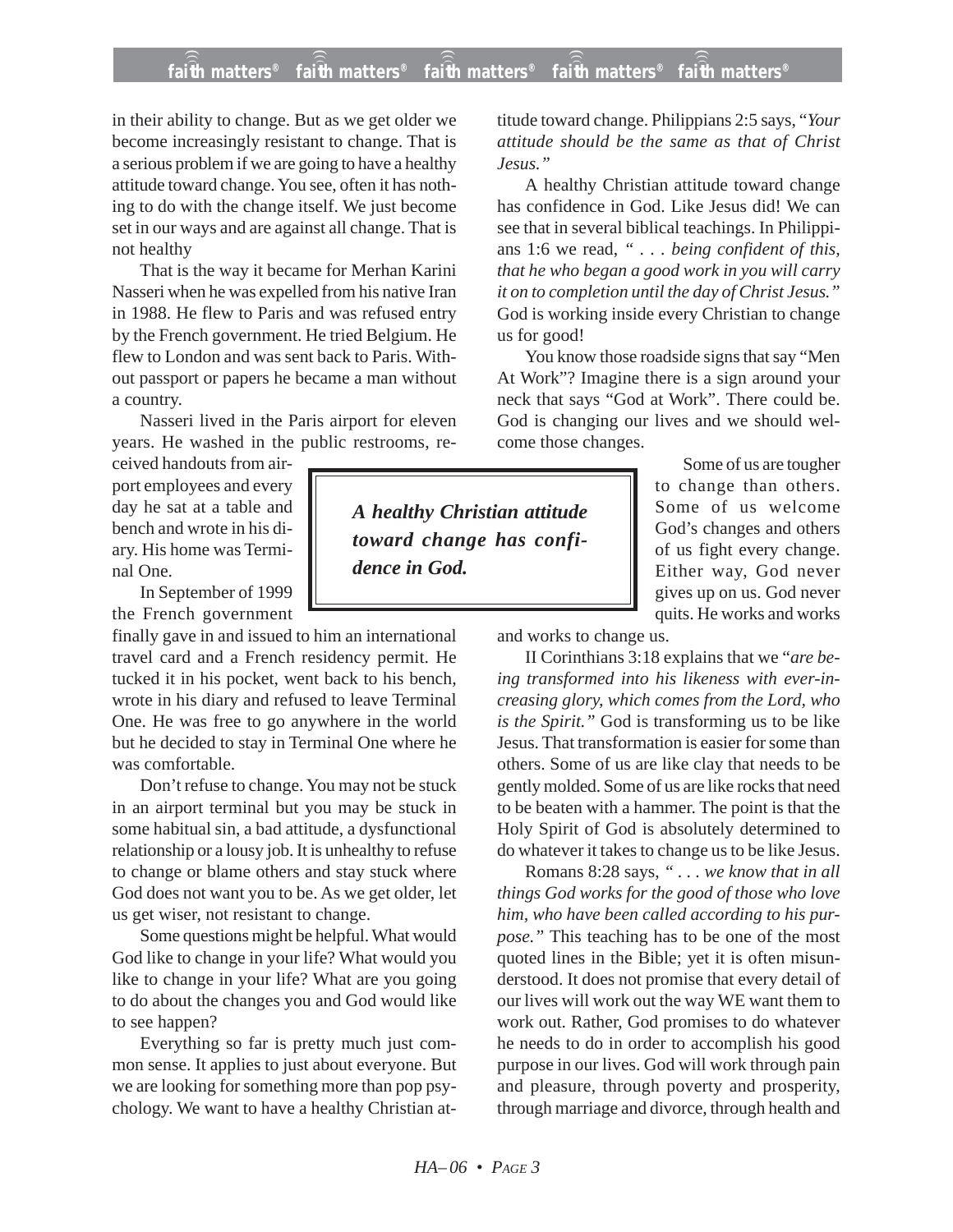in their ability to change. But as we get older we become increasingly resistant to change. That is a serious problem if we are going to have a healthy attitude toward change. You see, often it has nothing to do with the change itself. We just become set in our ways and are against all change. That is not healthy

That is the way it became for Merhan Karini Nasseri when he was expelled from his native Iran in 1988. He flew to Paris and was refused entry by the French government. He tried Belgium. He flew to London and was sent back to Paris. Without passport or papers he became a man without a country.

Nasseri lived in the Paris airport for eleven years. He washed in the public restrooms, received handouts from airport employees and every day he sat at a table and bench and wrote in his diary. His home was Terminal One.

In September of 1999 the French government finally gave in and issued to him an international travel card and a French residency permit. He tucked it in his pocket, went back to his bench, wrote in his diary and refused to leave Terminal One. He was free to go anywhere in the world but he decided to stay in Terminal One where he was comfortable.

Don't refuse to change. You may not be stuck in an airport terminal but you may be stuck in some habitual sin, a bad attitude, a dysfunctional relationship or a lousy job. It is unhealthy to refuse to change or blame others and stay stuck where God does not want you to be. As we get older, let us get wiser, not resistant to change.

Some questions might be helpful. What would God like to change in your life? What would you like to change in your life? What are you going to do about the changes you and God would like to see happen?

Everything so far is pretty much just common sense. It applies to just about everyone. But we are looking for something more than pop psychology. We want to have a healthy Christian attitude toward change. Philippians 2:5 says, "*Your attitude should be the same as that of Christ Jesus.*"

A healthy Christian attitude toward change has confidence in God. Like Jesus did! We can see that in several biblical teachings. In Philippians 1:6 we read, " . . . *being confident of this, that he who began a good work in you will carry it on to completion until the day of Christ Jesus.*" God is working inside every Christian to change us for good!

You know those roadside signs that say "Men At Work"? Imagine there is a sign around your neck that says "God at Work". There could be. God is changing our lives and we should welcome those changes.

> ***A healthy Christian attitude toward change has confidence in God.***

Some of us are tougher to change than others. Some of us welcome God's changes and others of us fight every change. Either way, God never gives up on us. God never quits. He works and works and works to change us.

II Corinthians 3:18 explains that we "*are being transformed into his likeness with ever-increasing glory, which comes from the Lord, who is the Spirit.*" God is transforming us to be like Jesus. That transformation is easier for some than others. Some of us are like clay that needs to be gently molded. Some of us are like rocks that need to be beaten with a hammer. The point is that the Holy Spirit of God is absolutely determined to do whatever it takes to change us to be like Jesus.

Romans 8:28 says, " . . . *we know that in all things God works for the good of those who love him, who have been called according to his purpose.*" This teaching has to be one of the most quoted lines in the Bible; yet it is often misunderstood. It does not promise that every detail of our lives will work out the way WE want them to work out. Rather, God promises to do whatever he needs to do in order to accomplish his good purpose in our lives. God will work through pain and pleasure, through poverty and prosperity, through marriage and divorce, through health and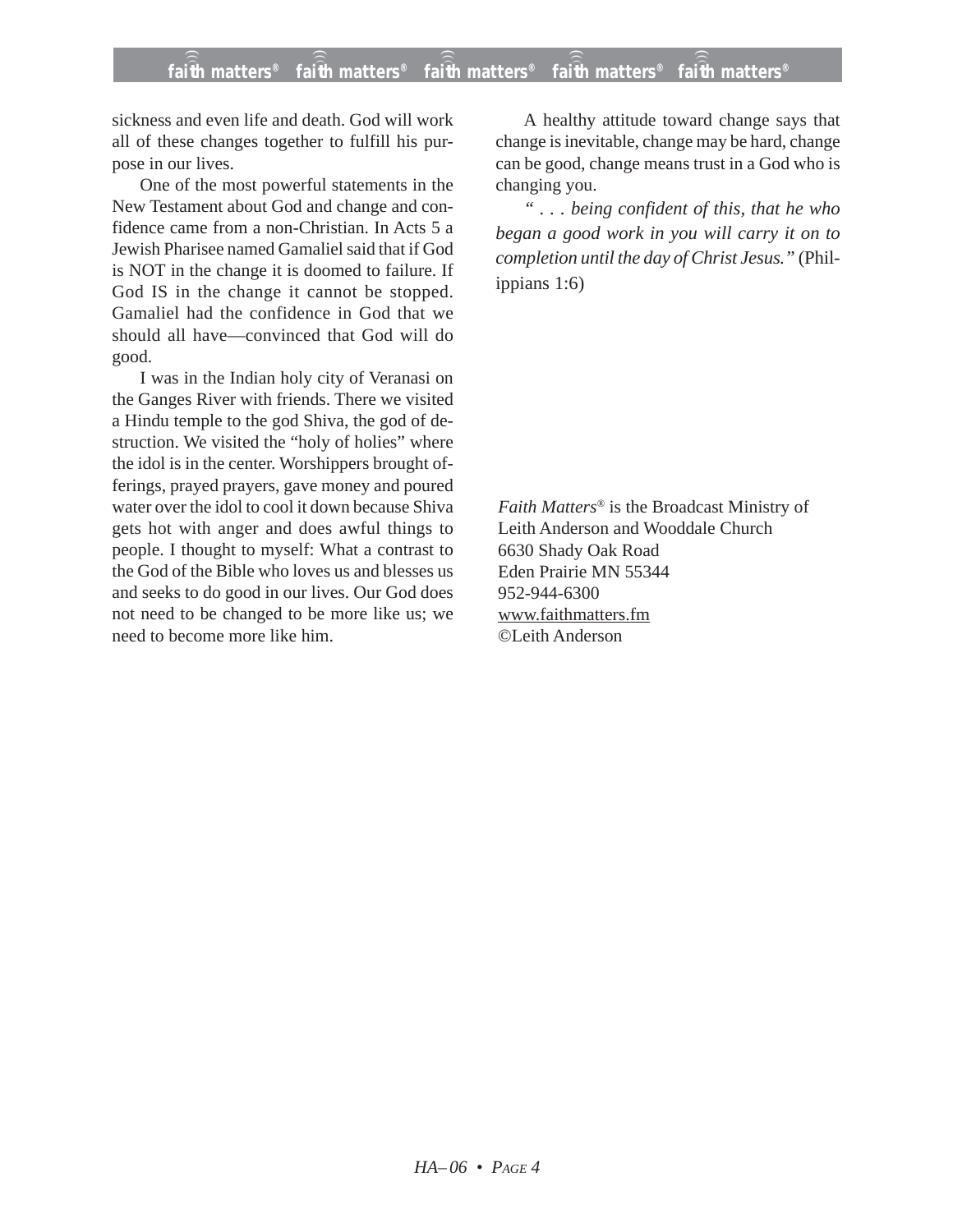sickness and even life and death. God will work all of these changes together to fulfill his purpose in our lives.

One of the most powerful statements in the New Testament about God and change and confidence came from a non-Christian. In Acts 5 a Jewish Pharisee named Gamaliel said that if God is NOT in the change it is doomed to failure. If God IS in the change it cannot be stopped. Gamaliel had the confidence in God that we should all have—convinced that God will do good.

I was in the Indian holy city of Veranasi on the Ganges River with friends. There we visited a Hindu temple to the god Shiva, the god of destruction. We visited the "holy of holies" where the idol is in the center. Worshippers brought offerings, prayed prayers, gave money and poured water over the idol to cool it down because Shiva gets hot with anger and does awful things to people. I thought to myself: What a contrast to the God of the Bible who loves us and blesses us and seeks to do good in our lives. Our God does not need to be changed to be more like us; we need to become more like him.

A healthy attitude toward change says that change is inevitable, change may be hard, change can be good, change means trust in a God who is changing you.

*" . . . being confident of this, that he who began a good work in you will carry it on to completion until the day of Christ Jesus."* (Philippians 1:6)

*Faith Matters*® is the Broadcast Ministry of
Leith Anderson and Wooddale Church
6630 Shady Oak Road
Eden Prairie MN 55344
952-944-6300
www.faithmatters.fm
©Leith Anderson